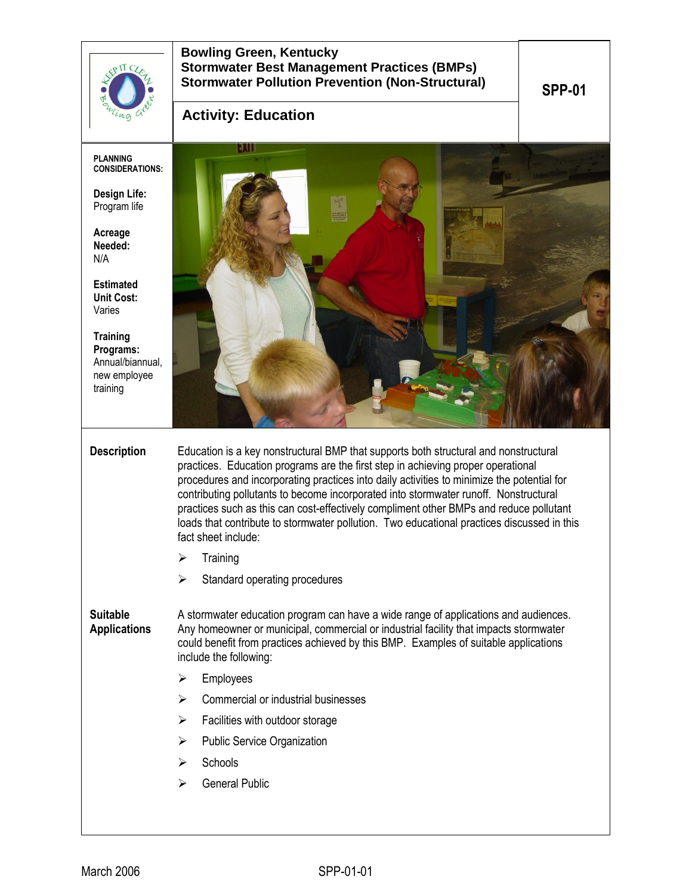# Bowling Green, Kentucky
## Stormwater Best Management Practices (BMPs)
## Stormwater Pollution Prevention (Non-Structural)

**SPP-01**

## Activity: Education

**PLANNING CONSIDERATIONS:**

**Design Life:**
Program life

**Acreage Needed:**
N/A

**Estimated Unit Cost:**
Varies

**Training Programs:**
Annual/biannual, new employee training

### Description

Education is a key nonstructural BMP that supports both structural and nonstructural practices. Education programs are the first step in achieving proper operational procedures and incorporating practices into daily activities to minimize the potential for contributing pollutants to become incorporated into stormwater runoff. Nonstructural practices such as this can cost-effectively compliment other BMPs and reduce pollutant loads that contribute to stormwater pollution. Two educational practices discussed in this fact sheet include:

- Training
- Standard operating procedures

### Suitable Applications

A stormwater education program can have a wide range of applications and audiences. Any homeowner or municipal, commercial or industrial facility that impacts stormwater could benefit from practices achieved by this BMP. Examples of suitable applications include the following:

- Employees
- Commercial or industrial businesses
- Facilities with outdoor storage
- Public Service Organization
- Schools
- General Public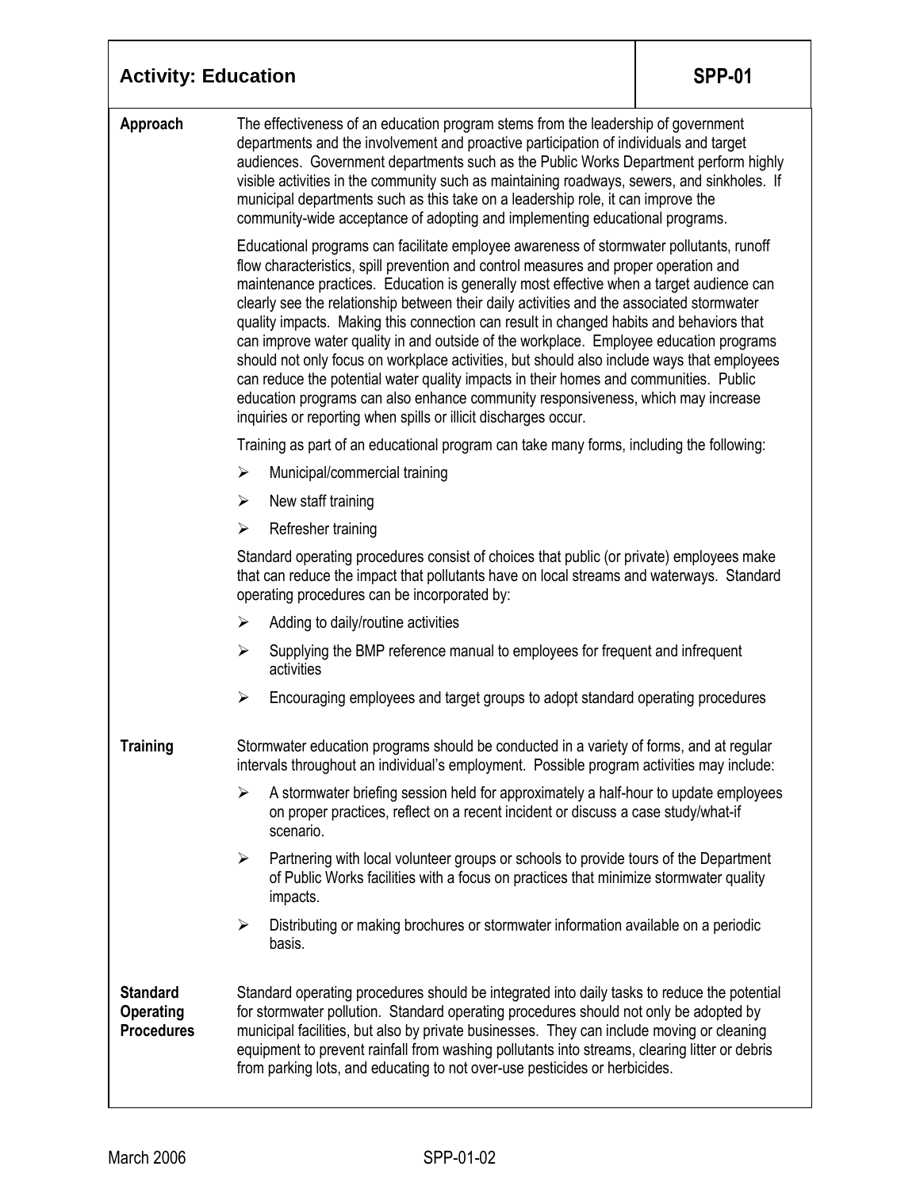## Activity: Education — SPP-01

**Approach**

The effectiveness of an education program stems from the leadership of government departments and the involvement and proactive participation of individuals and target audiences. Government departments such as the Public Works Department perform highly visible activities in the community such as maintaining roadways, sewers, and sinkholes. If municipal departments such as this take on a leadership role, it can improve the community-wide acceptance of adopting and implementing educational programs.

Educational programs can facilitate employee awareness of stormwater pollutants, runoff flow characteristics, spill prevention and control measures and proper operation and maintenance practices. Education is generally most effective when a target audience can clearly see the relationship between their daily activities and the associated stormwater quality impacts. Making this connection can result in changed habits and behaviors that can improve water quality in and outside of the workplace. Employee education programs should not only focus on workplace activities, but should also include ways that employees can reduce the potential water quality impacts in their homes and communities. Public education programs can also enhance community responsiveness, which may increase inquiries or reporting when spills or illicit discharges occur.

Training as part of an educational program can take many forms, including the following:

- Municipal/commercial training
- New staff training
- Refresher training

Standard operating procedures consist of choices that public (or private) employees make that can reduce the impact that pollutants have on local streams and waterways. Standard operating procedures can be incorporated by:

- Adding to daily/routine activities
- Supplying the BMP reference manual to employees for frequent and infrequent activities
- Encouraging employees and target groups to adopt standard operating procedures

**Training**

Stormwater education programs should be conducted in a variety of forms, and at regular intervals throughout an individual's employment. Possible program activities may include:

- A stormwater briefing session held for approximately a half-hour to update employees on proper practices, reflect on a recent incident or discuss a case study/what-if scenario.
- Partnering with local volunteer groups or schools to provide tours of the Department of Public Works facilities with a focus on practices that minimize stormwater quality impacts.
- Distributing or making brochures or stormwater information available on a periodic basis.

**Standard Operating Procedures**

Standard operating procedures should be integrated into daily tasks to reduce the potential for stormwater pollution. Standard operating procedures should not only be adopted by municipal facilities, but also by private businesses. They can include moving or cleaning equipment to prevent rainfall from washing pollutants into streams, clearing litter or debris from parking lots, and educating to not over-use pesticides or herbicides.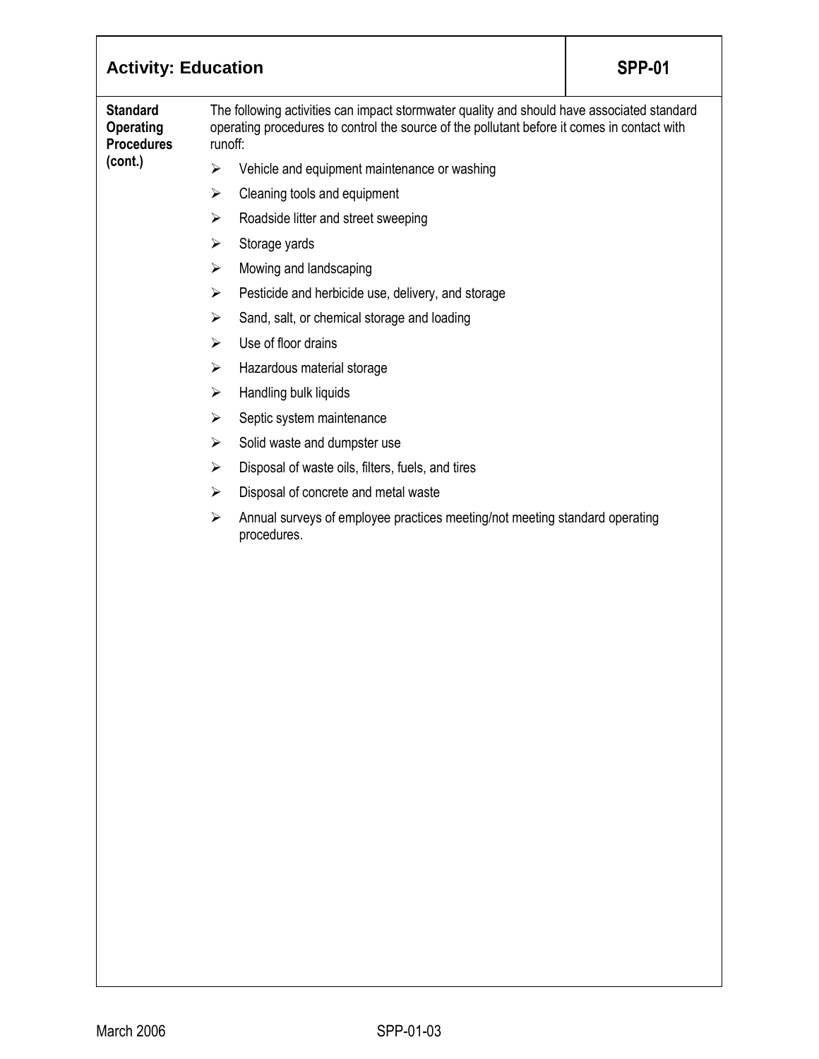| Activity: Education | SPP-01 |
| --- | --- |

**Standard Operating Procedures (cont.)**

The following activities can impact stormwater quality and should have associated standard operating procedures to control the source of the pollutant before it comes in contact with runoff:

- Vehicle and equipment maintenance or washing
- Cleaning tools and equipment
- Roadside litter and street sweeping
- Storage yards
- Mowing and landscaping
- Pesticide and herbicide use, delivery, and storage
- Sand, salt, or chemical storage and loading
- Use of floor drains
- Hazardous material storage
- Handling bulk liquids
- Septic system maintenance
- Solid waste and dumpster use
- Disposal of waste oils, filters, fuels, and tires
- Disposal of concrete and metal waste
- Annual surveys of employee practices meeting/not meeting standard operating procedures.